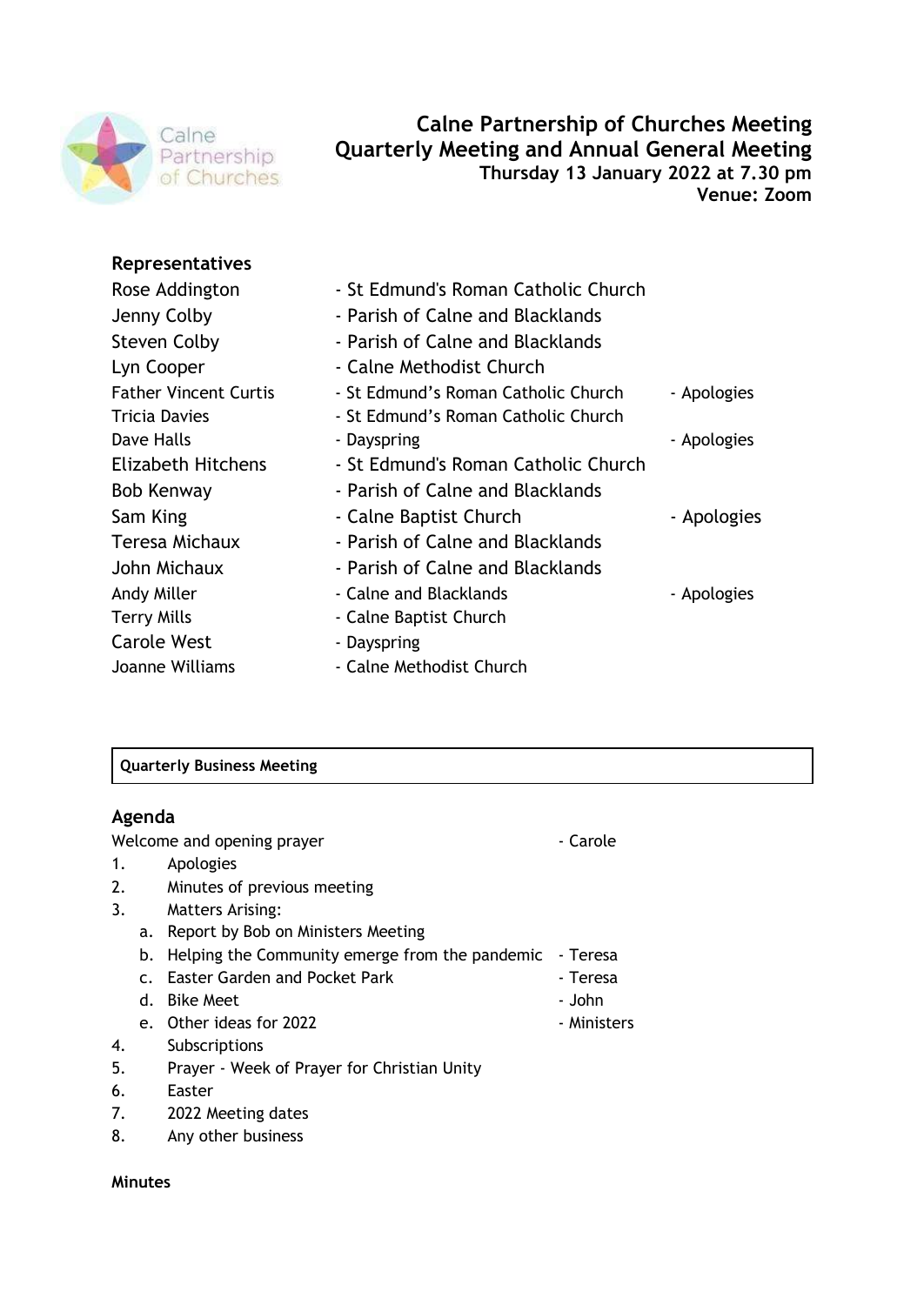# Calne Partnership of Churches Meeting
## Quarterly Meeting and Annual General Meeting
**Thursday 13 January 2022 at 7.30 pm**
**Venue: Zoom**

### Representatives

| Name | Church | |
|---|---|---|
| Rose Addington | - St Edmund's Roman Catholic Church | |
| Jenny Colby | - Parish of Calne and Blacklands | |
| Steven Colby | - Parish of Calne and Blacklands | |
| Lyn Cooper | - Calne Methodist Church | |
| Father Vincent Curtis | - St Edmund's Roman Catholic Church | - Apologies |
| Tricia Davies | - St Edmund's Roman Catholic Church | |
| Dave Halls | - Dayspring | - Apologies |
| Elizabeth Hitchens | - St Edmund's Roman Catholic Church | |
| Bob Kenway | - Parish of Calne and Blacklands | |
| Sam King | - Calne Baptist Church | - Apologies |
| Teresa Michaux | - Parish of Calne and Blacklands | |
| John Michaux | - Parish of Calne and Blacklands | |
| Andy Miller | - Calne and Blacklands | - Apologies |
| Terry Mills | - Calne Baptist Church | |
| Carole West | - Dayspring | |
| Joanne Williams | - Calne Methodist Church | |

**Quarterly Business Meeting**

### Agenda

Welcome and opening prayer - Carole

1. Apologies
2. Minutes of previous meeting
3. Matters Arising:
   a. Report by Bob on Ministers Meeting
   b. Helping the Community emerge from the pandemic - Teresa
   c. Easter Garden and Pocket Park - Teresa
   d. Bike Meet - John
   e. Other ideas for 2022 - Ministers
4. Subscriptions
5. Prayer - Week of Prayer for Christian Unity
6. Easter
7. 2022 Meeting dates
8. Any other business

**Minutes**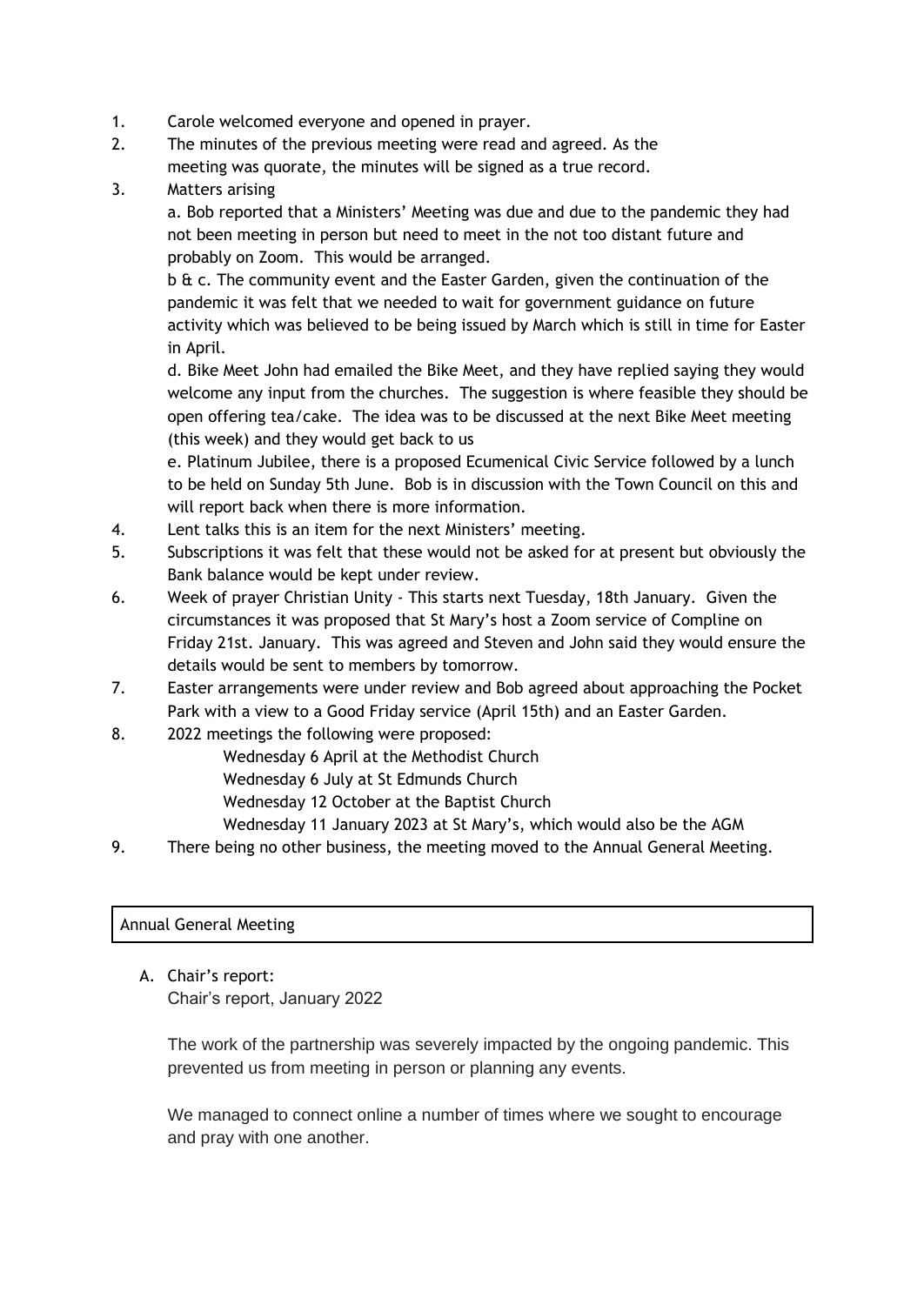1. Carole welcomed everyone and opened in prayer.
2. The minutes of the previous meeting were read and agreed. As the meeting was quorate, the minutes will be signed as a true record.
3. Matters arising

   a. Bob reported that a Ministers' Meeting was due and due to the pandemic they had not been meeting in person but need to meet in the not too distant future and probably on Zoom. This would be arranged.

   b & c. The community event and the Easter Garden, given the continuation of the pandemic it was felt that we needed to wait for government guidance on future activity which was believed to be being issued by March which is still in time for Easter in April.

   d. Bike Meet John had emailed the Bike Meet, and they have replied saying they would welcome any input from the churches. The suggestion is where feasible they should be open offering tea/cake. The idea was to be discussed at the next Bike Meet meeting (this week) and they would get back to us

   e. Platinum Jubilee, there is a proposed Ecumenical Civic Service followed by a lunch to be held on Sunday 5th June. Bob is in discussion with the Town Council on this and will report back when there is more information.
4. Lent talks this is an item for the next Ministers' meeting.
5. Subscriptions it was felt that these would not be asked for at present but obviously the Bank balance would be kept under review.
6. Week of prayer Christian Unity - This starts next Tuesday, 18th January. Given the circumstances it was proposed that St Mary's host a Zoom service of Compline on Friday 21st. January. This was agreed and Steven and John said they would ensure the details would be sent to members by tomorrow.
7. Easter arrangements were under review and Bob agreed about approaching the Pocket Park with a view to a Good Friday service (April 15th) and an Easter Garden.
8. 2022 meetings the following were proposed:

   Wednesday 6 April at the Methodist Church
   Wednesday 6 July at St Edmunds Church
   Wednesday 12 October at the Baptist Church
   Wednesday 11 January 2023 at St Mary's, which would also be the AGM
9. There being no other business, the meeting moved to the Annual General Meeting.

## Annual General Meeting

A. Chair's report:

Chair's report, January 2022

The work of the partnership was severely impacted by the ongoing pandemic. This prevented us from meeting in person or planning any events.

We managed to connect online a number of times where we sought to encourage and pray with one another.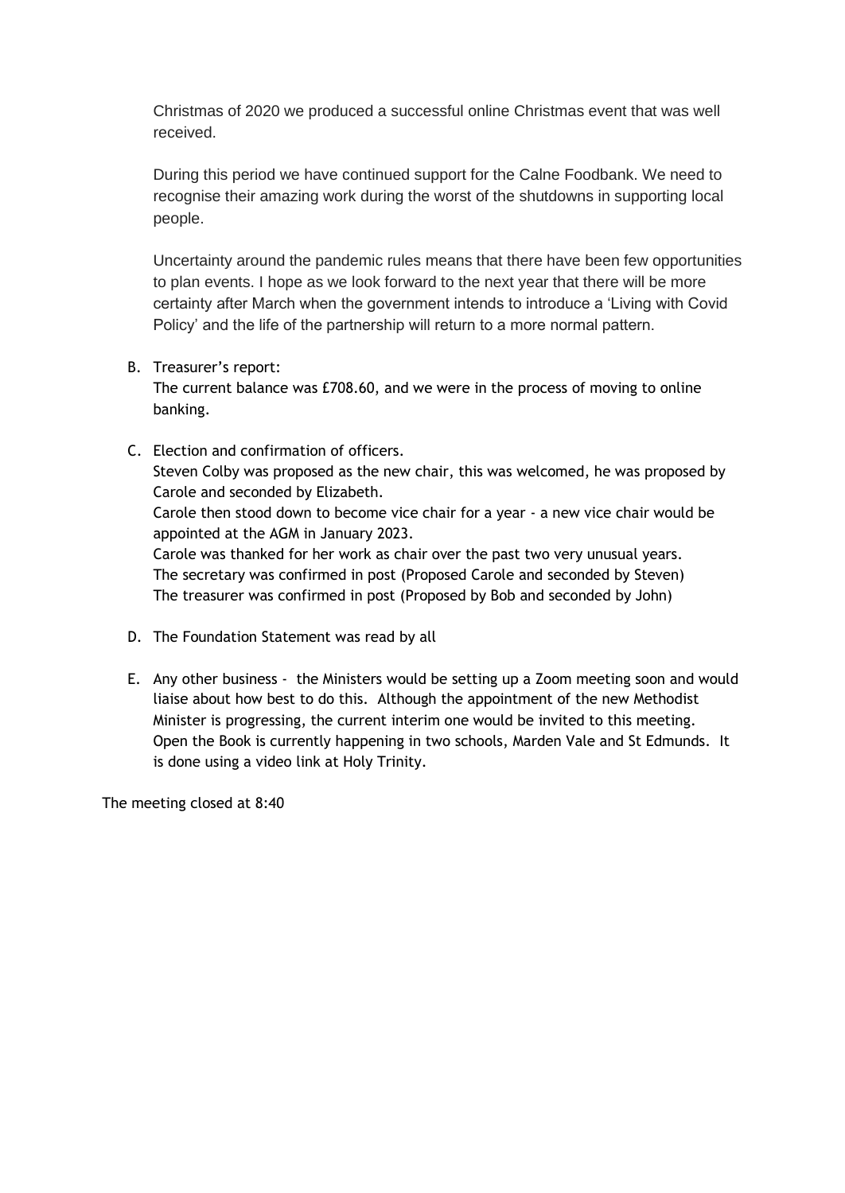Christmas of 2020 we produced a successful online Christmas event that was well received.

During this period we have continued support for the Calne Foodbank. We need to recognise their amazing work during the worst of the shutdowns in supporting local people.

Uncertainty around the pandemic rules means that there have been few opportunities to plan events. I hope as we look forward to the next year that there will be more certainty after March when the government intends to introduce a 'Living with Covid Policy' and the life of the partnership will return to a more normal pattern.

B. Treasurer's report:
   The current balance was £708.60, and we were in the process of moving to online banking.

C. Election and confirmation of officers.
   Steven Colby was proposed as the new chair, this was welcomed, he was proposed by Carole and seconded by Elizabeth.
   Carole then stood down to become vice chair for a year - a new vice chair would be appointed at the AGM in January 2023.
   Carole was thanked for her work as chair over the past two very unusual years.
   The secretary was confirmed in post (Proposed Carole and seconded by Steven)
   The treasurer was confirmed in post (Proposed by Bob and seconded by John)

D. The Foundation Statement was read by all

E. Any other business - the Ministers would be setting up a Zoom meeting soon and would liaise about how best to do this. Although the appointment of the new Methodist Minister is progressing, the current interim one would be invited to this meeting. Open the Book is currently happening in two schools, Marden Vale and St Edmunds. It is done using a video link at Holy Trinity.

The meeting closed at 8:40